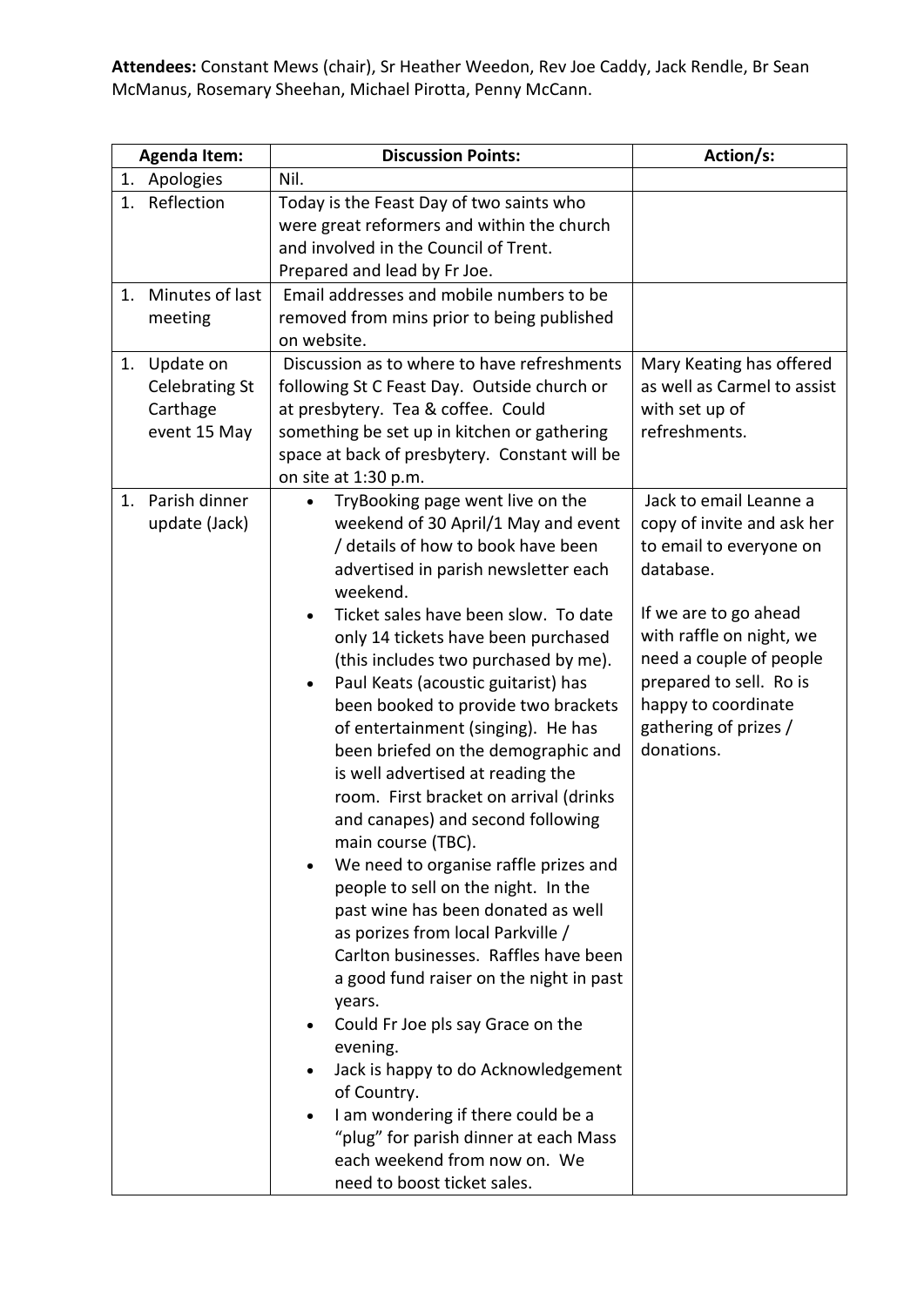**Attendees:** Constant Mews (chair), Sr Heather Weedon, Rev Joe Caddy, Jack Rendle, Br Sean McManus, Rosemary Sheehan, Michael Pirotta, Penny McCann.

| Agenda Item: | Discussion Points: | Action/s: |
|---|---|---|
| 1. Apologies | Nil. | |
| 1. Reflection | Today is the Feast Day of two saints who were great reformers and within the church and involved in the Council of Trent. Prepared and lead by Fr Joe. | |
| 1. Minutes of last meeting | Email addresses and mobile numbers to be removed from mins prior to being published on website. | |
| 1. Update on Celebrating St Carthage event 15 May | Discussion as to where to have refreshments following St C Feast Day. Outside church or at presbytery. Tea & coffee. Could something be set up in kitchen or gathering space at back of presbytery. Constant will be on site at 1:30 p.m. | Mary Keating has offered as well as Carmel to assist with set up of refreshments. |
| 1. Parish dinner update (Jack) | • TryBooking page went live on the weekend of 30 April/1 May and event / details of how to book have been advertised in parish newsletter each weekend.<br>• Ticket sales have been slow. To date only 14 tickets have been purchased (this includes two purchased by me).<br>• Paul Keats (acoustic guitarist) has been booked to provide two brackets of entertainment (singing). He has been briefed on the demographic and is well advertised at reading the room. First bracket on arrival (drinks and canapes) and second following main course (TBC).<br>• We need to organise raffle prizes and people to sell on the night. In the past wine has been donated as well as porizes from local Parkville / Carlton businesses. Raffles have been a good fund raiser on the night in past years.<br>• Could Fr Joe pls say Grace on the evening.<br>• Jack is happy to do Acknowledgement of Country.<br>• I am wondering if there could be a "plug" for parish dinner at each Mass each weekend from now on. We need to boost ticket sales. | Jack to email Leanne a copy of invite and ask her to email to everyone on database.<br><br>If we are to go ahead with raffle on night, we need a couple of people prepared to sell. Ro is happy to coordinate gathering of prizes / donations. |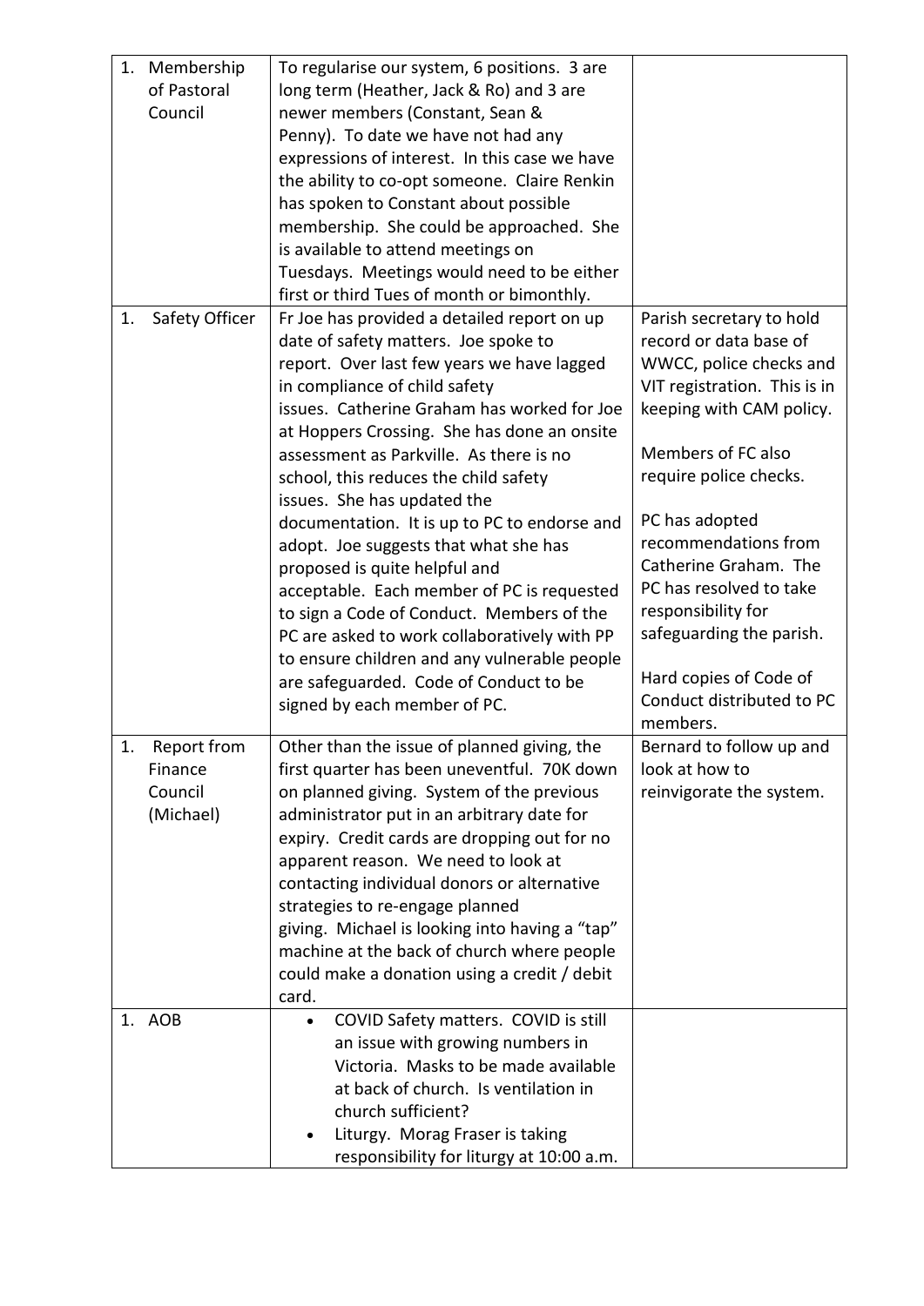| | | |
|---|---|---|
| 1. Membership of Pastoral Council | To regularise our system, 6 positions. 3 are long term (Heather, Jack & Ro) and 3 are newer members (Constant, Sean & Penny). To date we have not had any expressions of interest. In this case we have the ability to co-opt someone. Claire Renkin has spoken to Constant about possible membership. She could be approached. She is available to attend meetings on Tuesdays. Meetings would need to be either first or third Tues of month or bimonthly. | |
| 1. Safety Officer | Fr Joe has provided a detailed report on up date of safety matters. Joe spoke to report. Over last few years we have lagged in compliance of child safety issues. Catherine Graham has worked for Joe at Hoppers Crossing. She has done an onsite assessment as Parkville. As there is no school, this reduces the child safety issues. She has updated the documentation. It is up to PC to endorse and adopt. Joe suggests that what she has proposed is quite helpful and acceptable. Each member of PC is requested to sign a Code of Conduct. Members of the PC are asked to work collaboratively with PP to ensure children and any vulnerable people are safeguarded. Code of Conduct to be signed by each member of PC. | Parish secretary to hold record or data base of WWCC, police checks and VIT registration. This is in keeping with CAM policy.<br><br>Members of FC also require police checks.<br><br>PC has adopted recommendations from Catherine Graham. The PC has resolved to take responsibility for safeguarding the parish.<br><br>Hard copies of Code of Conduct distributed to PC members. |
| 1. Report from Finance Council (Michael) | Other than the issue of planned giving, the first quarter has been uneventful. 70K down on planned giving. System of the previous administrator put in an arbitrary date for expiry. Credit cards are dropping out for no apparent reason. We need to look at contacting individual donors or alternative strategies to re-engage planned giving. Michael is looking into having a "tap" machine at the back of church where people could make a donation using a credit / debit card. | Bernard to follow up and look at how to reinvigorate the system. |
| 1. AOB | • COVID Safety matters. COVID is still an issue with growing numbers in Victoria. Masks to be made available at back of church. Is ventilation in church sufficient?<br>• Liturgy. Morag Fraser is taking responsibility for liturgy at 10:00 a.m. | |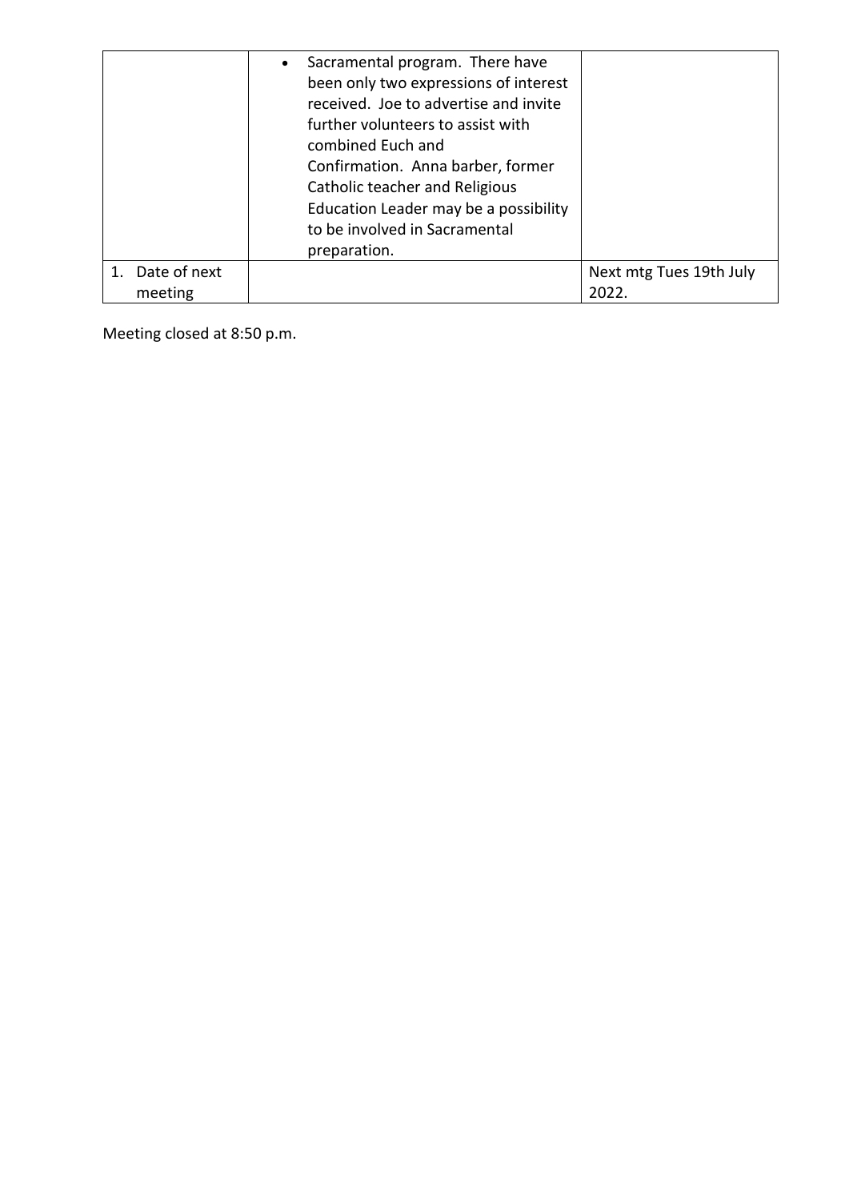| | | |
|---|---|---|
| | • Sacramental program. There have been only two expressions of interest received. Joe to advertise and invite further volunteers to assist with combined Euch and Confirmation. Anna barber, former Catholic teacher and Religious Education Leader may be a possibility to be involved in Sacramental preparation. | |
| 1. Date of next meeting | | Next mtg Tues 19th July 2022. |

Meeting closed at 8:50 p.m.